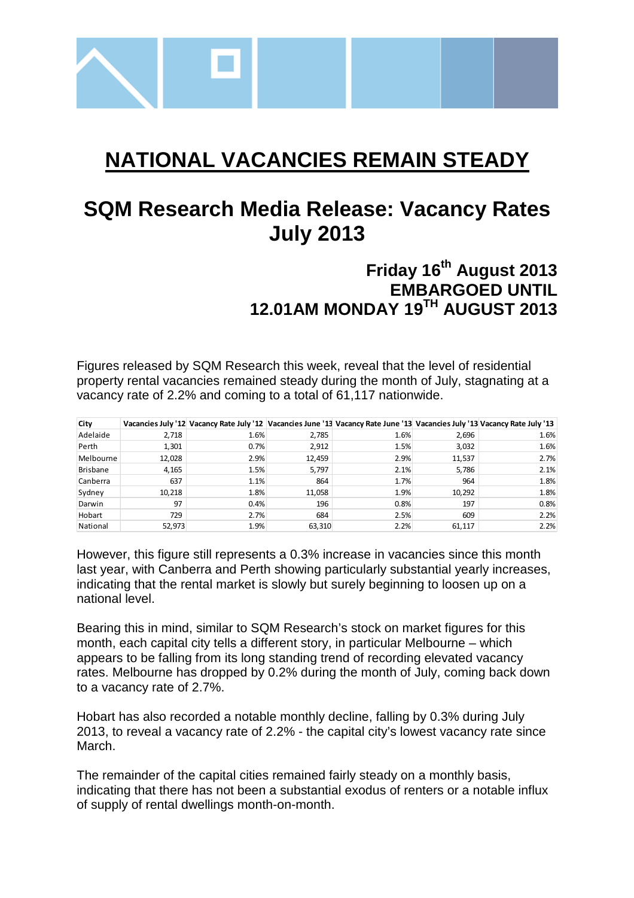# NATIONAL VACANCIES REMAIN STEADY

## SQM Research Media Release: Vacancy Rates July 2013

### Friday 16th August 2013
### EMBARGOED UNTIL
### 12.01AM MONDAY 19TH AUGUST 2013

Figures released by SQM Research this week, reveal that the level of residential property rental vacancies remained steady during the month of July, stagnating at a vacancy rate of 2.2% and coming to a total of 61,117 nationwide.

| City | Vacancies July '12 | Vacancy Rate July '12 | Vacancies June '13 | Vacancy Rate June '13 | Vacancies July '13 | Vacancy Rate July '13 |
|---|---|---|---|---|---|---|
| Adelaide | 2,718 | 1.6% | 2,785 | 1.6% | 2,696 | 1.6% |
| Perth | 1,301 | 0.7% | 2,912 | 1.5% | 3,032 | 1.6% |
| Melbourne | 12,028 | 2.9% | 12,459 | 2.9% | 11,537 | 2.7% |
| Brisbane | 4,165 | 1.5% | 5,797 | 2.1% | 5,786 | 2.1% |
| Canberra | 637 | 1.1% | 864 | 1.7% | 964 | 1.8% |
| Sydney | 10,218 | 1.8% | 11,058 | 1.9% | 10,292 | 1.8% |
| Darwin | 97 | 0.4% | 196 | 0.8% | 197 | 0.8% |
| Hobart | 729 | 2.7% | 684 | 2.5% | 609 | 2.2% |
| National | 52,973 | 1.9% | 63,310 | 2.2% | 61,117 | 2.2% |

However, this figure still represents a 0.3% increase in vacancies since this month last year, with Canberra and Perth showing particularly substantial yearly increases, indicating that the rental market is slowly but surely beginning to loosen up on a national level.

Bearing this in mind, similar to SQM Research's stock on market figures for this month, each capital city tells a different story, in particular Melbourne – which appears to be falling from its long standing trend of recording elevated vacancy rates. Melbourne has dropped by 0.2% during the month of July, coming back down to a vacancy rate of 2.7%.

Hobart has also recorded a notable monthly decline, falling by 0.3% during July 2013, to reveal a vacancy rate of 2.2% - the capital city's lowest vacancy rate since March.

The remainder of the capital cities remained fairly steady on a monthly basis, indicating that there has not been a substantial exodus of renters or a notable influx of supply of rental dwellings month-on-month.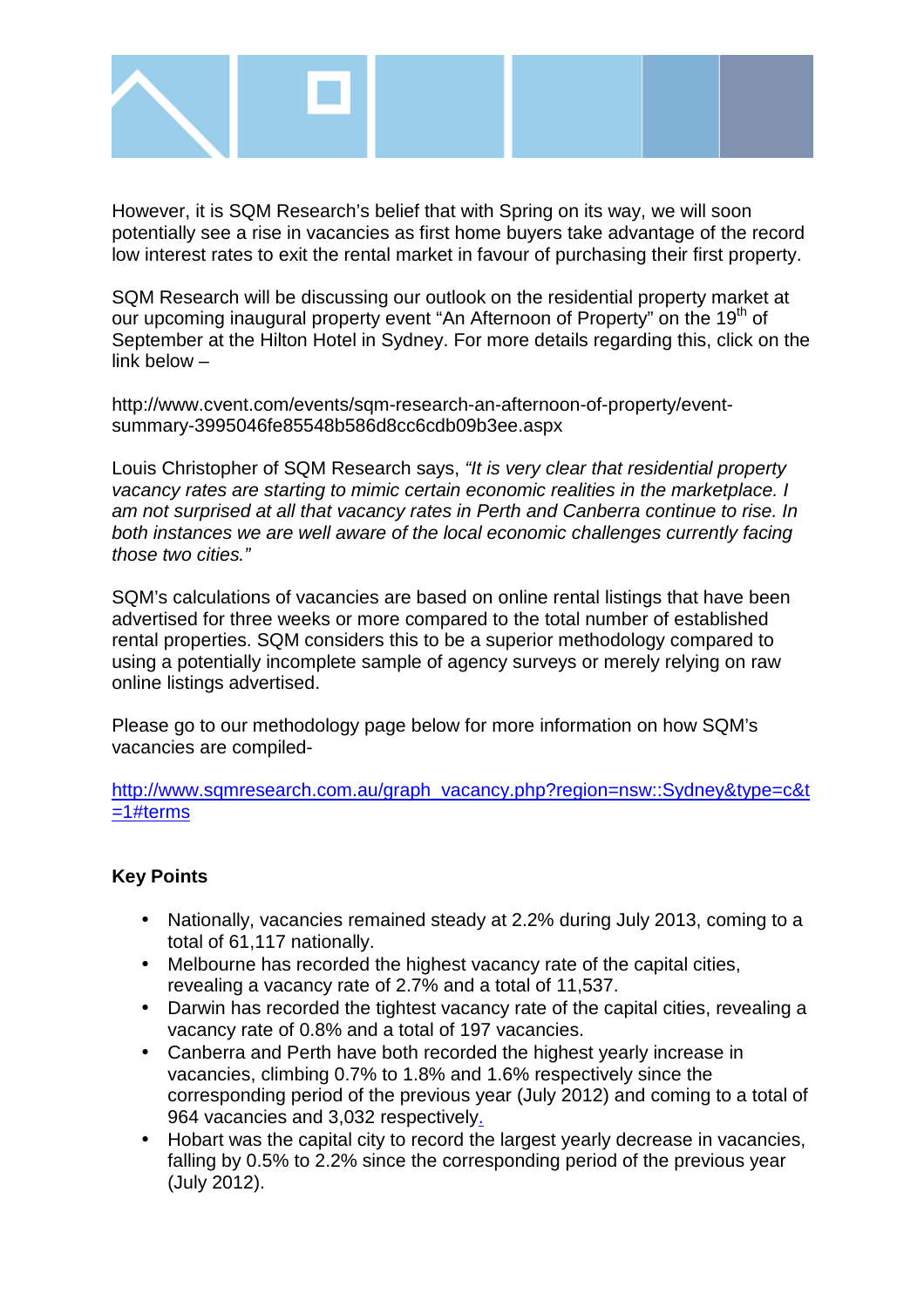However, it is SQM Research's belief that with Spring on its way, we will soon potentially see a rise in vacancies as first home buyers take advantage of the record low interest rates to exit the rental market in favour of purchasing their first property.

SQM Research will be discussing our outlook on the residential property market at our upcoming inaugural property event "An Afternoon of Property" on the 19th of September at the Hilton Hotel in Sydney. For more details regarding this, click on the link below –

http://www.cvent.com/events/sqm-research-an-afternoon-of-property/event-summary-3995046fe85548b586d8cc6cdb09b3ee.aspx

Louis Christopher of SQM Research says, *"It is very clear that residential property vacancy rates are starting to mimic certain economic realities in the marketplace. I am not surprised at all that vacancy rates in Perth and Canberra continue to rise. In both instances we are well aware of the local economic challenges currently facing those two cities."*

SQM's calculations of vacancies are based on online rental listings that have been advertised for three weeks or more compared to the total number of established rental properties. SQM considers this to be a superior methodology compared to using a potentially incomplete sample of agency surveys or merely relying on raw online listings advertised.

Please go to our methodology page below for more information on how SQM's vacancies are compiled-

http://www.sqmresearch.com.au/graph_vacancy.php?region=nsw::Sydney&type=c&t=1#terms

**Key Points**

- Nationally, vacancies remained steady at 2.2% during July 2013, coming to a total of 61,117 nationally.
- Melbourne has recorded the highest vacancy rate of the capital cities, revealing a vacancy rate of 2.7% and a total of 11,537.
- Darwin has recorded the tightest vacancy rate of the capital cities, revealing a vacancy rate of 0.8% and a total of 197 vacancies.
- Canberra and Perth have both recorded the highest yearly increase in vacancies, climbing 0.7% to 1.8% and 1.6% respectively since the corresponding period of the previous year (July 2012) and coming to a total of 964 vacancies and 3,032 respectively.
- Hobart was the capital city to record the largest yearly decrease in vacancies, falling by 0.5% to 2.2% since the corresponding period of the previous year (July 2012).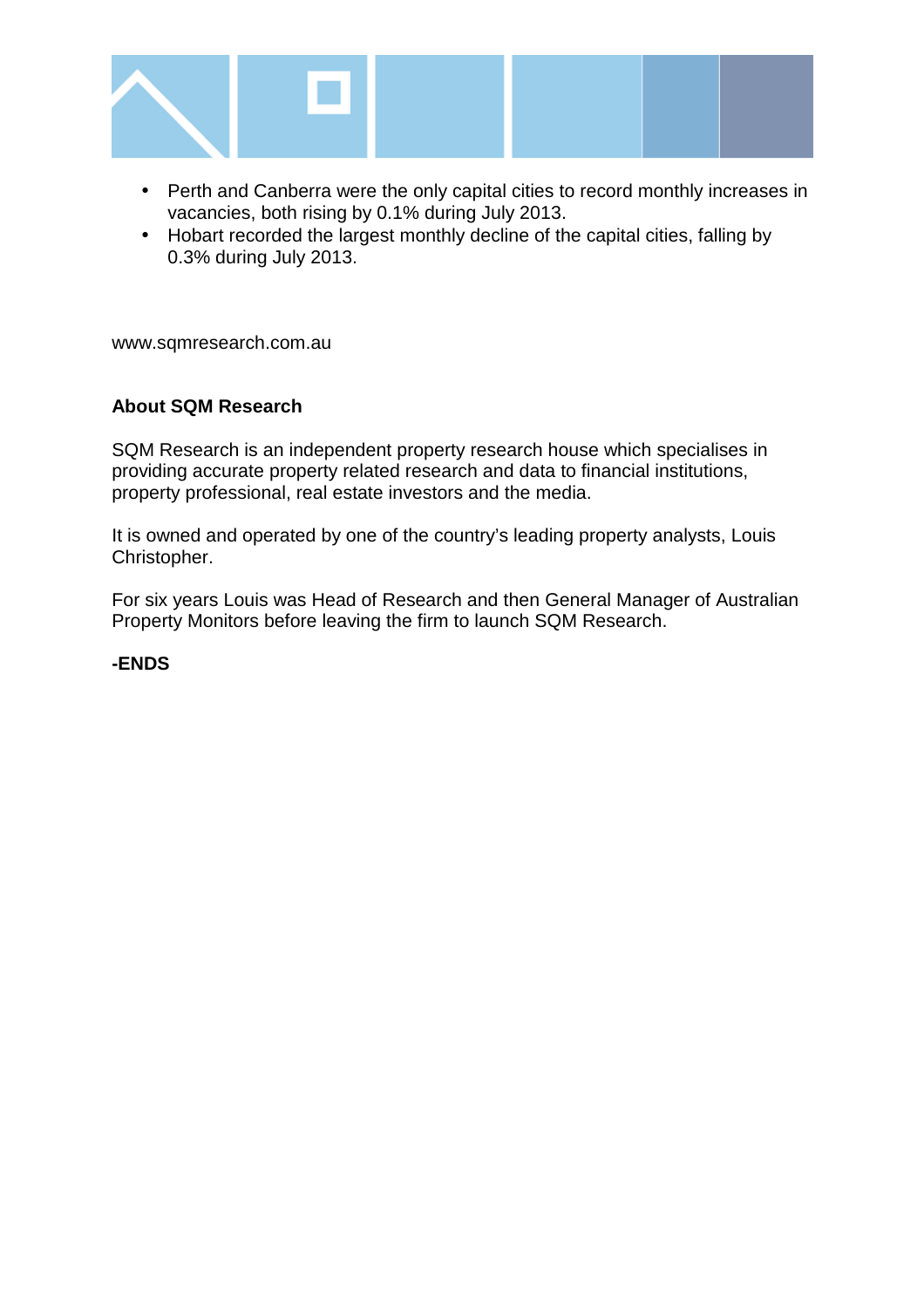- Perth and Canberra were the only capital cities to record monthly increases in vacancies, both rising by 0.1% during July 2013.
- Hobart recorded the largest monthly decline of the capital cities, falling by 0.3% during July 2013.

www.sqmresearch.com.au

**About SQM Research**

SQM Research is an independent property research house which specialises in providing accurate property related research and data to financial institutions, property professional, real estate investors and the media.

It is owned and operated by one of the country's leading property analysts, Louis Christopher.

For six years Louis was Head of Research and then General Manager of Australian Property Monitors before leaving the firm to launch SQM Research.

**-ENDS**